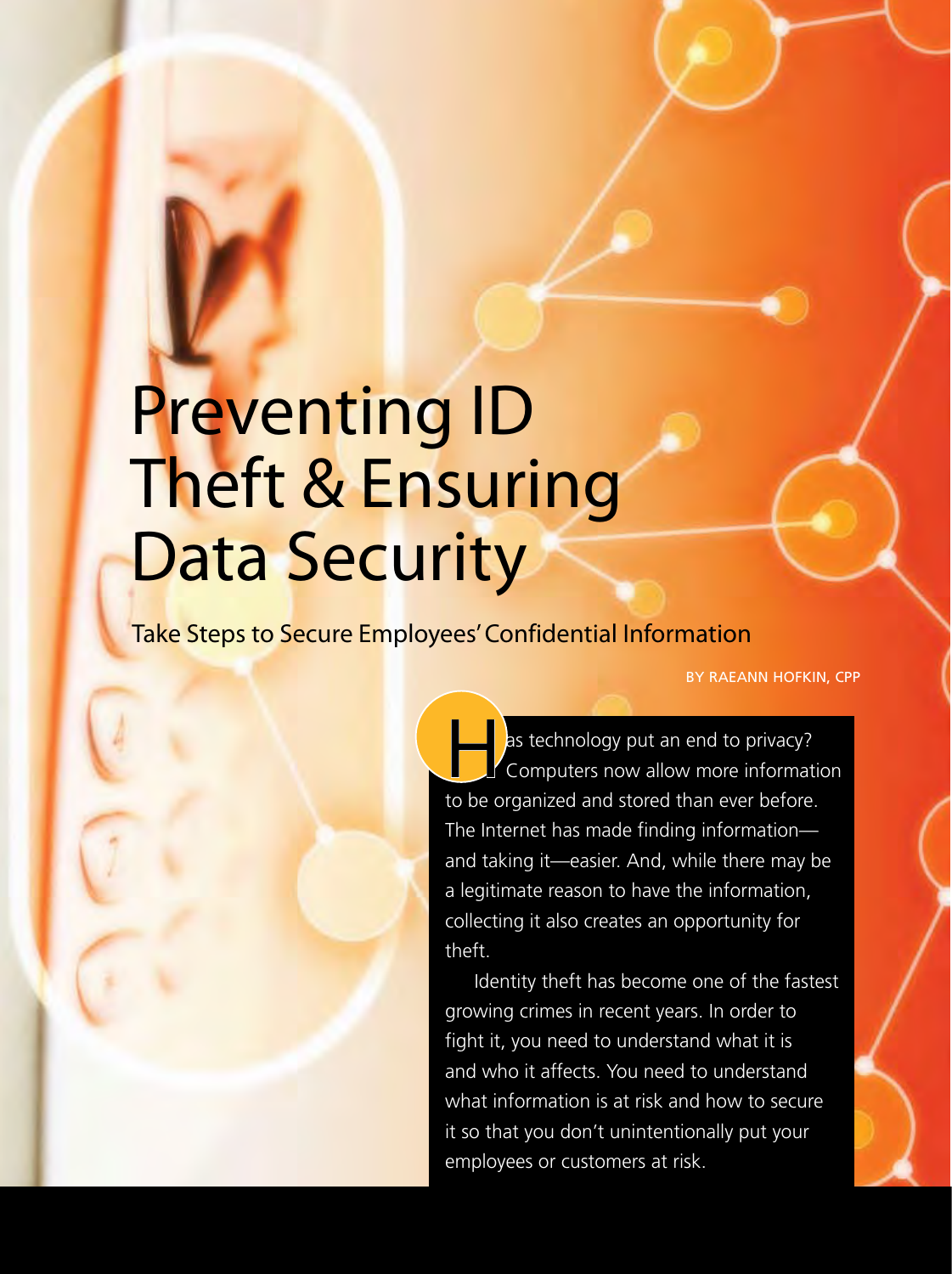# Preventing ID Theft & Ensuring Data Security

## Take Steps to Secure Employees' Confidential Information

BY RAEANN HOFKIN, CPP

Has technology put an end to privacy? Computers now allow more information to be organized and stored than ever before. The Internet has made finding information—and taking it—easier. And, while there may be a legitimate reason to have the information, collecting it also creates an opportunity for theft.

Identity theft has become one of the fastest growing crimes in recent years. In order to fight it, you need to understand what it is and who it affects. You need to understand what information is at risk and how to secure it so that you don't unintentionally put your employees or customers at risk.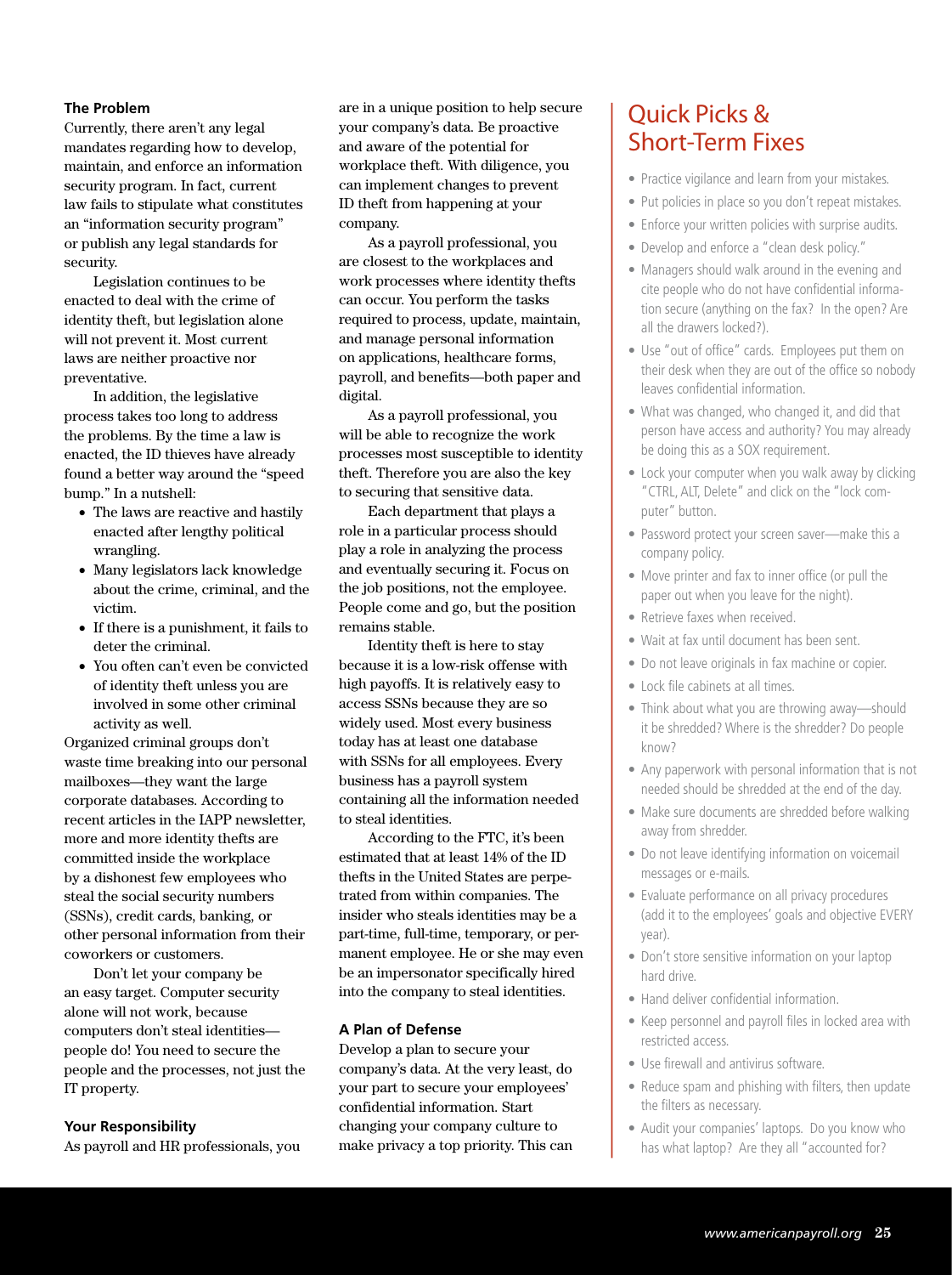### The Problem

Currently, there aren't any legal mandates regarding how to develop, maintain, and enforce an information security program. In fact, current law fails to stipulate what constitutes an "information security program" or publish any legal standards for security.

Legislation continues to be enacted to deal with the crime of identity theft, but legislation alone will not prevent it. Most current laws are neither proactive nor preventative.

In addition, the legislative process takes too long to address the problems. By the time a law is enacted, the ID thieves have already found a better way around the "speed bump." In a nutshell:

- The laws are reactive and hastily enacted after lengthy political wrangling.
- Many legislators lack knowledge about the crime, criminal, and the victim.
- If there is a punishment, it fails to deter the criminal.
- You often can't even be convicted of identity theft unless you are involved in some other criminal activity as well.

Organized criminal groups don't waste time breaking into our personal mailboxes—they want the large corporate databases. According to recent articles in the IAPP newsletter, more and more identity thefts are committed inside the workplace by a dishonest few employees who steal the social security numbers (SSNs), credit cards, banking, or other personal information from their coworkers or customers.

Don't let your company be an easy target. Computer security alone will not work, because computers don't steal identities—people do! You need to secure the people and the processes, not just the IT property.

### Your Responsibility

As payroll and HR professionals, you are in a unique position to help secure your company's data. Be proactive and aware of the potential for workplace theft. With diligence, you can implement changes to prevent ID theft from happening at your company.

As a payroll professional, you are closest to the workplaces and work processes where identity thefts can occur. You perform the tasks required to process, update, maintain, and manage personal information on applications, healthcare forms, payroll, and benefits—both paper and digital.

As a payroll professional, you will be able to recognize the work processes most susceptible to identity theft. Therefore you are also the key to securing that sensitive data.

Each department that plays a role in a particular process should play a role in analyzing the process and eventually securing it. Focus on the job positions, not the employee. People come and go, but the position remains stable.

Identity theft is here to stay because it is a low-risk offense with high payoffs. It is relatively easy to access SSNs because they are so widely used. Most every business today has at least one database with SSNs for all employees. Every business has a payroll system containing all the information needed to steal identities.

According to the FTC, it's been estimated that at least 14% of the ID thefts in the United States are perpetrated from within companies. The insider who steals identities may be a part-time, full-time, temporary, or permanent employee. He or she may even be an impersonator specifically hired into the company to steal identities.

### A Plan of Defense

Develop a plan to secure your company's data. At the very least, do your part to secure your employees' confidential information. Start changing your company culture to make privacy a top priority. This can

## Quick Picks & Short-Term Fixes

- Practice vigilance and learn from your mistakes.
- Put policies in place so you don't repeat mistakes.
- Enforce your written policies with surprise audits.
- Develop and enforce a "clean desk policy."
- Managers should walk around in the evening and cite people who do not have confidential information secure (anything on the fax? In the open? Are all the drawers locked?).
- Use "out of office" cards. Employees put them on their desk when they are out of the office so nobody leaves confidential information.
- What was changed, who changed it, and did that person have access and authority? You may already be doing this as a SOX requirement.
- Lock your computer when you walk away by clicking "CTRL, ALT, Delete" and click on the "lock computer" button.
- Password protect your screen saver—make this a company policy.
- Move printer and fax to inner office (or pull the paper out when you leave for the night).
- Retrieve faxes when received.
- Wait at fax until document has been sent.
- Do not leave originals in fax machine or copier.
- Lock file cabinets at all times.
- Think about what you are throwing away—should it be shredded? Where is the shredder? Do people know?
- Any paperwork with personal information that is not needed should be shredded at the end of the day.
- Make sure documents are shredded before walking away from shredder.
- Do not leave identifying information on voicemail messages or e-mails.
- Evaluate performance on all privacy procedures (add it to the employees' goals and objective EVERY year).
- Don't store sensitive information on your laptop hard drive.
- Hand deliver confidential information.
- Keep personnel and payroll files in locked area with restricted access.
- Use firewall and antivirus software.
- Reduce spam and phishing with filters, then update the filters as necessary.
- Audit your companies' laptops. Do you know who has what laptop? Are they all "accounted for?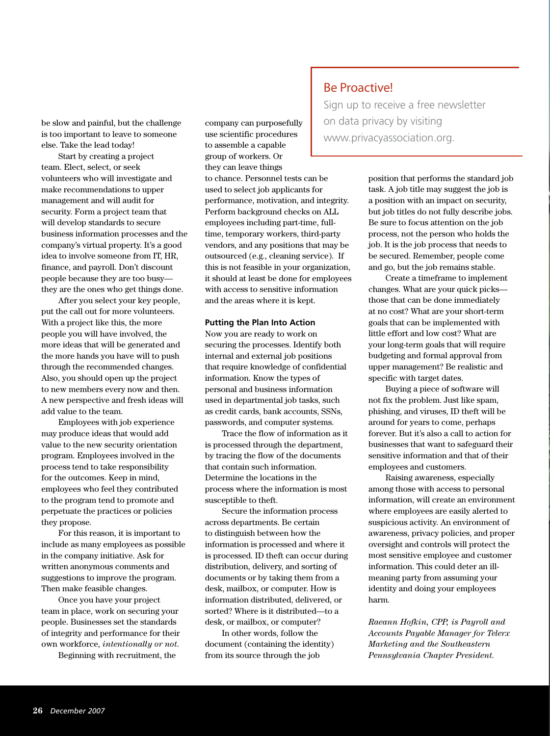be slow and painful, but the challenge is too important to leave to someone else. Take the lead today!

Start by creating a project team. Elect, select, or seek volunteers who will investigate and make recommendations to upper management and will audit for security. Form a project team that will develop standards to secure business information processes and the company's virtual property. It's a good idea to involve someone from IT, HR, finance, and payroll. Don't discount people because they are too busy—they are the ones who get things done.

After you select your key people, put the call out for more volunteers. With a project like this, the more people you will have involved, the more ideas that will be generated and the more hands you have will to push through the recommended changes. Also, you should open up the project to new members every now and then. A new perspective and fresh ideas will add value to the team.

Employees with job experience may produce ideas that would add value to the new security orientation program. Employees involved in the process tend to take responsibility for the outcomes. Keep in mind, employees who feel they contributed to the program tend to promote and perpetuate the practices or policies they propose.

For this reason, it is important to include as many employees as possible in the company initiative. Ask for written anonymous comments and suggestions to improve the program. Then make feasible changes.

Once you have your project team in place, work on securing your people. Businesses set the standards of integrity and performance for their own workforce, *intentionally or not.*

Beginning with recruitment, the company can purposefully use scientific procedures to assemble a capable group of workers. Or they can leave things to chance. Personnel tests can be used to select job applicants for performance, motivation, and integrity. Perform background checks on ALL employees including part-time, full-time, temporary workers, third-party vendors, and any positions that may be outsourced (e.g., cleaning service). If this is not feasible in your organization, it should at least be done for employees with access to sensitive information and the areas where it is kept.

> **Be Proactive!**
> Sign up to receive a free newsletter on data privacy by visiting www.privacyassociation.org.

**Putting the Plan Into Action**

Now you are ready to work on securing the processes. Identify both internal and external job positions that require knowledge of confidential information. Know the types of personal and business information used in departmental job tasks, such as credit cards, bank accounts, SSNs, passwords, and computer systems.

Trace the flow of information as it is processed through the department, by tracing the flow of the documents that contain such information. Determine the locations in the process where the information is most susceptible to theft.

Secure the information process across departments. Be certain to distinguish between how the information is processed and where it is processed. ID theft can occur during distribution, delivery, and sorting of documents or by taking them from a desk, mailbox, or computer. How is information distributed, delivered, or sorted? Where is it distributed—to a desk, or mailbox, or computer?

In other words, follow the document (containing the identity) from its source through the job position that performs the standard job task. A job title may suggest the job is a position with an impact on security, but job titles do not fully describe jobs. Be sure to focus attention on the job process, not the person who holds the job. It is the job process that needs to be secured. Remember, people come and go, but the job remains stable.

Create a timeframe to implement changes. What are your quick picks—those that can be done immediately at no cost? What are your short-term goals that can be implemented with little effort and low cost? What are your long-term goals that will require budgeting and formal approval from upper management? Be realistic and specific with target dates.

Buying a piece of software will not fix the problem. Just like spam, phishing, and viruses, ID theft will be around for years to come, perhaps forever. But it's also a call to action for businesses that want to safeguard their sensitive information and that of their employees and customers.

Raising awareness, especially among those with access to personal information, will create an environment where employees are easily alerted to suspicious activity. An environment of awareness, privacy policies, and proper oversight and controls will protect the most sensitive employee and customer information. This could deter an ill-meaning party from assuming your identity and doing your employees harm.

*Raeann Hofkin, CPP, is Payroll and Accounts Payable Manager for Telerx Marketing and the Southeastern Pennsylvania Chapter President.*